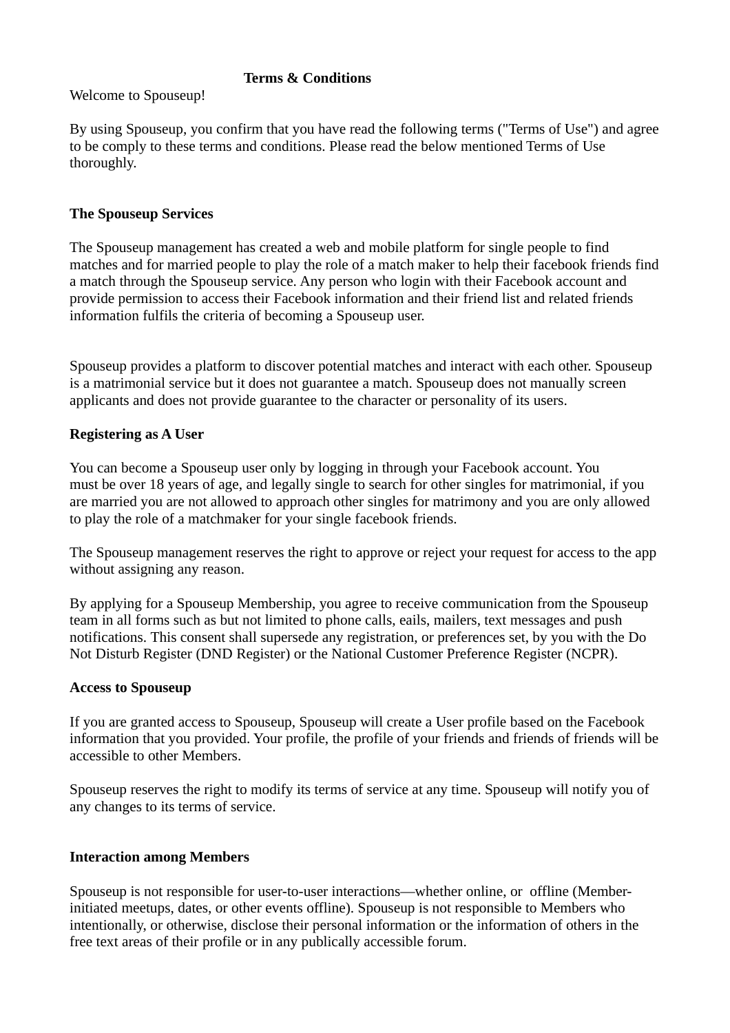# Terms & Conditions

Welcome to Spouseup!

By using Spouseup, you confirm that you have read the following terms ("Terms of Use") and agree to be comply to these terms and conditions. Please read the below mentioned Terms of Use thoroughly.

## The Spouseup Services

The Spouseup management has created a web and mobile platform for single people to find matches and for married people to play the role of a match maker to help their facebook friends find a match through the Spouseup service. Any person who login with their Facebook account and provide permission to access their Facebook information and their friend list and related friends information fulfils the criteria of becoming a Spouseup user.

Spouseup provides a platform to discover potential matches and interact with each other. Spouseup is a matrimonial service but it does not guarantee a match. Spouseup does not manually screen applicants and does not provide guarantee to the character or personality of its users.

## Registering as A User

You can become a Spouseup user only by logging in through your Facebook account. You must be over 18 years of age, and legally single to search for other singles for matrimonial, if you are married you are not allowed to approach other singles for matrimony and you are only allowed to play the role of a matchmaker for your single facebook friends.

The Spouseup management reserves the right to approve or reject your request for access to the app without assigning any reason.

By applying for a Spouseup Membership, you agree to receive communication from the Spouseup team in all forms such as but not limited to phone calls, eails, mailers, text messages and push notifications. This consent shall supersede any registration, or preferences set, by you with the Do Not Disturb Register (DND Register) or the National Customer Preference Register (NCPR).

## Access to Spouseup

If you are granted access to Spouseup, Spouseup will create a User profile based on the Facebook information that you provided. Your profile, the profile of your friends and friends of friends will be accessible to other Members.

Spouseup reserves the right to modify its terms of service at any time. Spouseup will notify you of any changes to its terms of service.

## Interaction among Members

Spouseup is not responsible for user-to-user interactions—whether online, or offline (Member-initiated meetups, dates, or other events offline). Spouseup is not responsible to Members who intentionally, or otherwise, disclose their personal information or the information of others in the free text areas of their profile or in any publically accessible forum.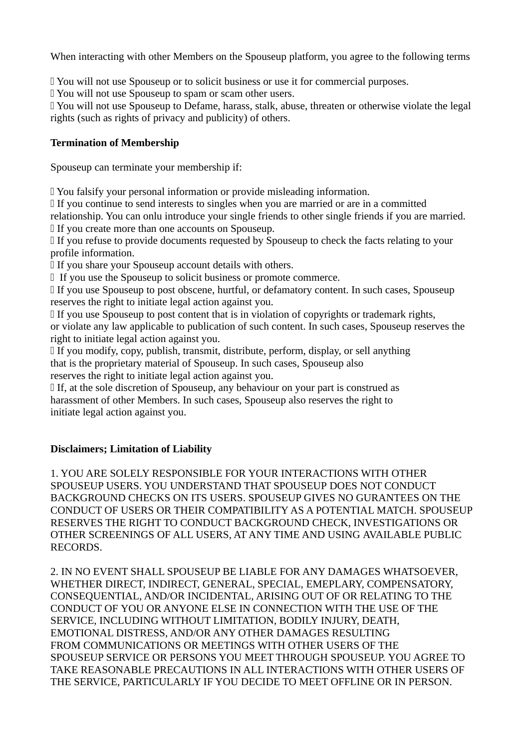When interacting with other Members on the Spouseup platform, you agree to the following terms

- You will not use Spouseup or to solicit business or use it for commercial purposes.
- You will not use Spouseup to spam or scam other users.
- You will not use Spouseup to Defame, harass, stalk, abuse, threaten or otherwise violate the legal rights (such as rights of privacy and publicity) of others.

**Termination of Membership**

Spouseup can terminate your membership if:

- You falsify your personal information or provide misleading information.
- If you continue to send interests to singles when you are married or are in a committed relationship. You can onlu introduce your single friends to other single friends if you are married.
- If you create more than one accounts on Spouseup.
- If you refuse to provide documents requested by Spouseup to check the facts relating to your profile information.
- If you share your Spouseup account details with others.
- If you use the Spouseup to solicit business or promote commerce.
- If you use Spouseup to post obscene, hurtful, or defamatory content. In such cases, Spouseup reserves the right to initiate legal action against you.
- If you use Spouseup to post content that is in violation of copyrights or trademark rights, or violate any law applicable to publication of such content. In such cases, Spouseup reserves the right to initiate legal action against you.
- If you modify, copy, publish, transmit, distribute, perform, display, or sell anything that is the proprietary material of Spouseup. In such cases, Spouseup also reserves the right to initiate legal action against you.
- If, at the sole discretion of Spouseup, any behaviour on your part is construed as harassment of other Members. In such cases, Spouseup also reserves the right to initiate legal action against you.

**Disclaimers; Limitation of Liability**

1. YOU ARE SOLELY RESPONSIBLE FOR YOUR INTERACTIONS WITH OTHER SPOUSEUP USERS. YOU UNDERSTAND THAT SPOUSEUP DOES NOT CONDUCT BACKGROUND CHECKS ON ITS USERS. SPOUSEUP GIVES NO GURANTEES ON THE CONDUCT OF USERS OR THEIR COMPATIBILITY AS A POTENTIAL MATCH. SPOUSEUP RESERVES THE RIGHT TO CONDUCT BACKGROUND CHECK, INVESTIGATIONS OR OTHER SCREENINGS OF ALL USERS, AT ANY TIME AND USING AVAILABLE PUBLIC RECORDS.

2. IN NO EVENT SHALL SPOUSEUP BE LIABLE FOR ANY DAMAGES WHATSOEVER, WHETHER DIRECT, INDIRECT, GENERAL, SPECIAL, EMEPLARY, COMPENSATORY, CONSEQUENTIAL, AND/OR INCIDENTAL, ARISING OUT OF OR RELATING TO THE CONDUCT OF YOU OR ANYONE ELSE IN CONNECTION WITH THE USE OF THE SERVICE, INCLUDING WITHOUT LIMITATION, BODILY INJURY, DEATH, EMOTIONAL DISTRESS, AND/OR ANY OTHER DAMAGES RESULTING FROM COMMUNICATIONS OR MEETINGS WITH OTHER USERS OF THE SPOUSEUP SERVICE OR PERSONS YOU MEET THROUGH SPOUSEUP. YOU AGREE TO TAKE REASONABLE PRECAUTIONS IN ALL INTERACTIONS WITH OTHER USERS OF THE SERVICE, PARTICULARLY IF YOU DECIDE TO MEET OFFLINE OR IN PERSON.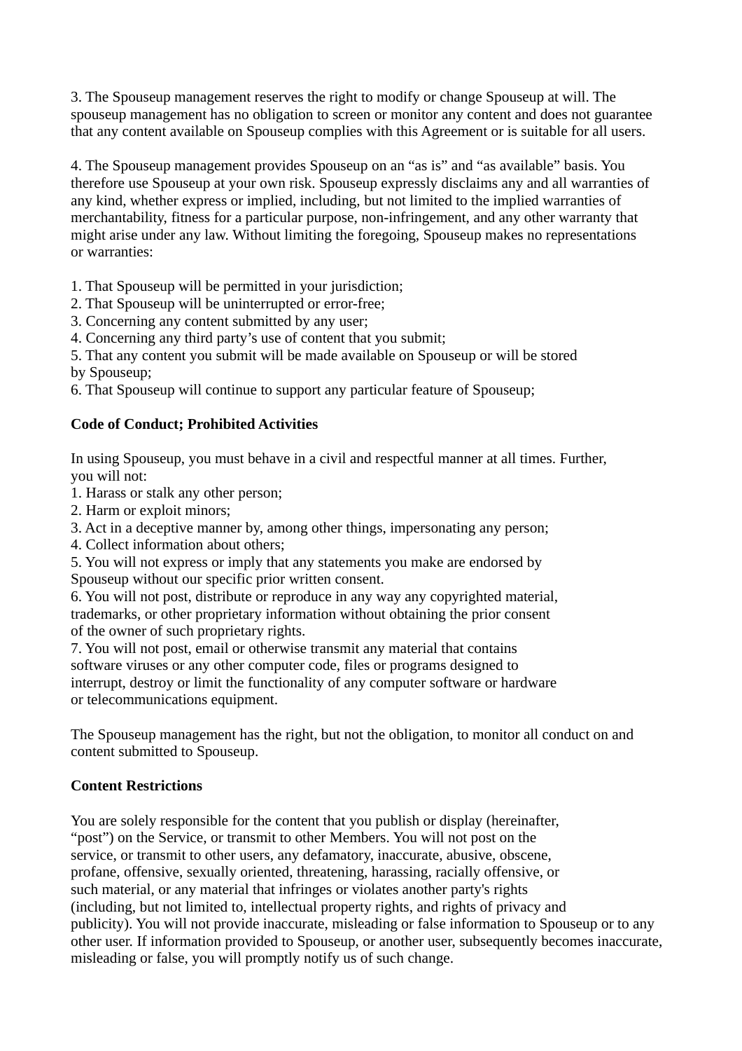3. The Spouseup management reserves the right to modify or change Spouseup at will. The spouseup management has no obligation to screen or monitor any content and does not guarantee that any content available on Spouseup complies with this Agreement or is suitable for all users.

4. The Spouseup management provides Spouseup on an “as is” and “as available” basis. You therefore use Spouseup at your own risk. Spouseup expressly disclaims any and all warranties of any kind, whether express or implied, including, but not limited to the implied warranties of merchantability, fitness for a particular purpose, non-infringement, and any other warranty that might arise under any law. Without limiting the foregoing, Spouseup makes no representations or warranties:

1. That Spouseup will be permitted in your jurisdiction;
2. That Spouseup will be uninterrupted or error-free;
3. Concerning any content submitted by any user;
4. Concerning any third party’s use of content that you submit;
5. That any content you submit will be made available on Spouseup or will be stored by Spouseup;
6. That Spouseup will continue to support any particular feature of Spouseup;

**Code of Conduct; Prohibited Activities**

In using Spouseup, you must behave in a civil and respectful manner at all times. Further, you will not:

1. Harass or stalk any other person;
2. Harm or exploit minors;
3. Act in a deceptive manner by, among other things, impersonating any person;
4. Collect information about others;
5. You will not express or imply that any statements you make are endorsed by Spouseup without our specific prior written consent.
6. You will not post, distribute or reproduce in any way any copyrighted material, trademarks, or other proprietary information without obtaining the prior consent of the owner of such proprietary rights.
7. You will not post, email or otherwise transmit any material that contains software viruses or any other computer code, files or programs designed to interrupt, destroy or limit the functionality of any computer software or hardware or telecommunications equipment.

The Spouseup management has the right, but not the obligation, to monitor all conduct on and content submitted to Spouseup.

**Content Restrictions**

You are solely responsible for the content that you publish or display (hereinafter, “post”) on the Service, or transmit to other Members. You will not post on the service, or transmit to other users, any defamatory, inaccurate, abusive, obscene, profane, offensive, sexually oriented, threatening, harassing, racially offensive, or such material, or any material that infringes or violates another party's rights (including, but not limited to, intellectual property rights, and rights of privacy and publicity). You will not provide inaccurate, misleading or false information to Spouseup or to any other user. If information provided to Spouseup, or another user, subsequently becomes inaccurate, misleading or false, you will promptly notify us of such change.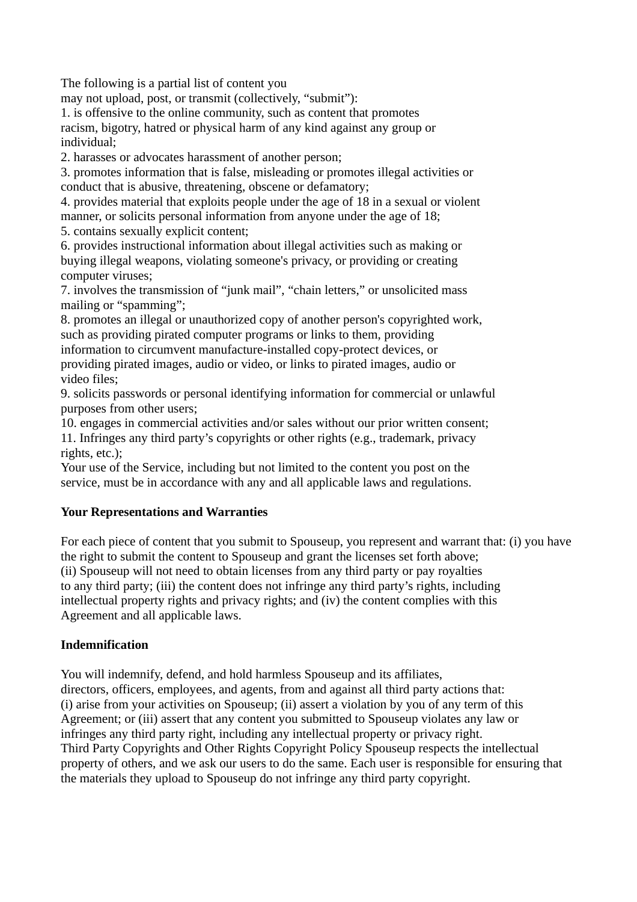The following is a partial list of content you may not upload, post, or transmit (collectively, “submit”):

1. is offensive to the online community, such as content that promotes racism, bigotry, hatred or physical harm of any kind against any group or individual;
2. harasses or advocates harassment of another person;
3. promotes information that is false, misleading or promotes illegal activities or conduct that is abusive, threatening, obscene or defamatory;
4. provides material that exploits people under the age of 18 in a sexual or violent manner, or solicits personal information from anyone under the age of 18;
5. contains sexually explicit content;
6. provides instructional information about illegal activities such as making or buying illegal weapons, violating someone's privacy, or providing or creating computer viruses;
7. involves the transmission of “junk mail”, “chain letters,” or unsolicited mass mailing or “spamming”;
8. promotes an illegal or unauthorized copy of another person's copyrighted work, such as providing pirated computer programs or links to them, providing information to circumvent manufacture-installed copy-protect devices, or providing pirated images, audio or video, or links to pirated images, audio or video files;
9. solicits passwords or personal identifying information for commercial or unlawful purposes from other users;
10. engages in commercial activities and/or sales without our prior written consent;
11. Infringes any third party’s copyrights or other rights (e.g., trademark, privacy rights, etc.);

Your use of the Service, including but not limited to the content you post on the service, must be in accordance with any and all applicable laws and regulations.

**Your Representations and Warranties**

For each piece of content that you submit to Spouseup, you represent and warrant that: (i) you have the right to submit the content to Spouseup and grant the licenses set forth above; (ii) Spouseup will not need to obtain licenses from any third party or pay royalties to any third party; (iii) the content does not infringe any third party’s rights, including intellectual property rights and privacy rights; and (iv) the content complies with this Agreement and all applicable laws.

**Indemnification**

You will indemnify, defend, and hold harmless Spouseup and its affiliates, directors, officers, employees, and agents, from and against all third party actions that: (i) arise from your activities on Spouseup; (ii) assert a violation by you of any term of this Agreement; or (iii) assert that any content you submitted to Spouseup violates any law or infringes any third party right, including any intellectual property or privacy right.
Third Party Copyrights and Other Rights Copyright Policy Spouseup respects the intellectual property of others, and we ask our users to do the same. Each user is responsible for ensuring that the materials they upload to Spouseup do not infringe any third party copyright.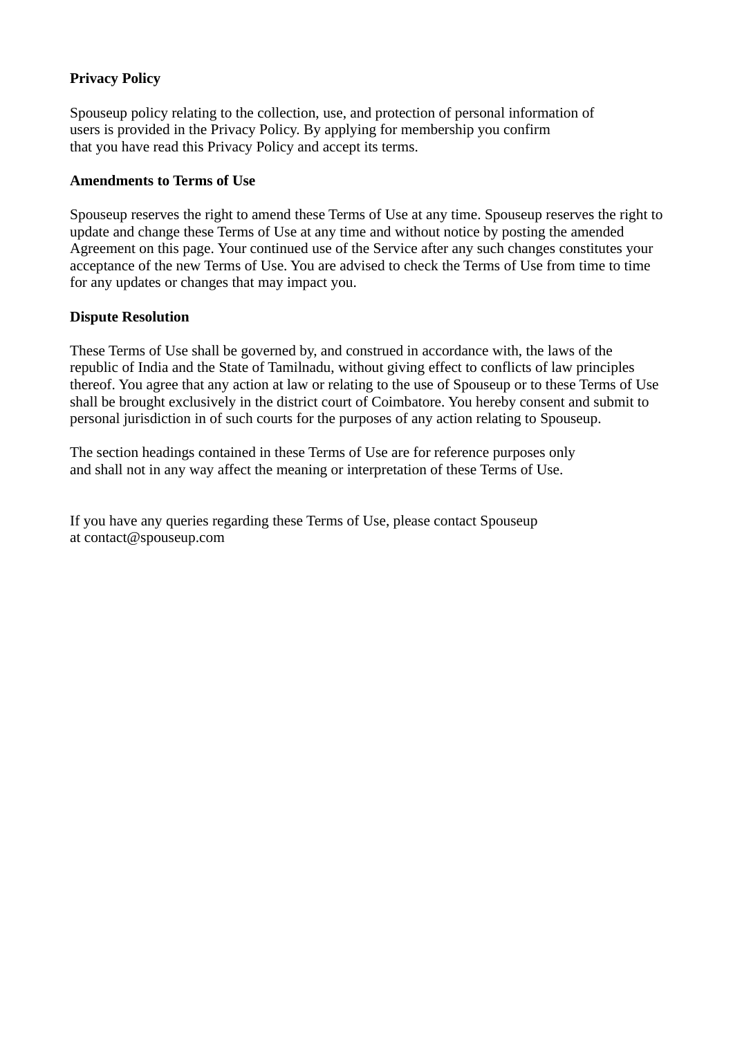**Privacy Policy**

Spouseup policy relating to the collection, use, and protection of personal information of users is provided in the Privacy Policy. By applying for membership you confirm that you have read this Privacy Policy and accept its terms.

**Amendments to Terms of Use**

Spouseup reserves the right to amend these Terms of Use at any time. Spouseup reserves the right to update and change these Terms of Use at any time and without notice by posting the amended Agreement on this page. Your continued use of the Service after any such changes constitutes your acceptance of the new Terms of Use. You are advised to check the Terms of Use from time to time for any updates or changes that may impact you.

**Dispute Resolution**

These Terms of Use shall be governed by, and construed in accordance with, the laws of the republic of India and the State of Tamilnadu, without giving effect to conflicts of law principles thereof. You agree that any action at law or relating to the use of Spouseup or to these Terms of Use shall be brought exclusively in the district court of Coimbatore. You hereby consent and submit to personal jurisdiction in of such courts for the purposes of any action relating to Spouseup.

The section headings contained in these Terms of Use are for reference purposes only and shall not in any way affect the meaning or interpretation of these Terms of Use.

If you have any queries regarding these Terms of Use, please contact Spouseup at contact@spouseup.com